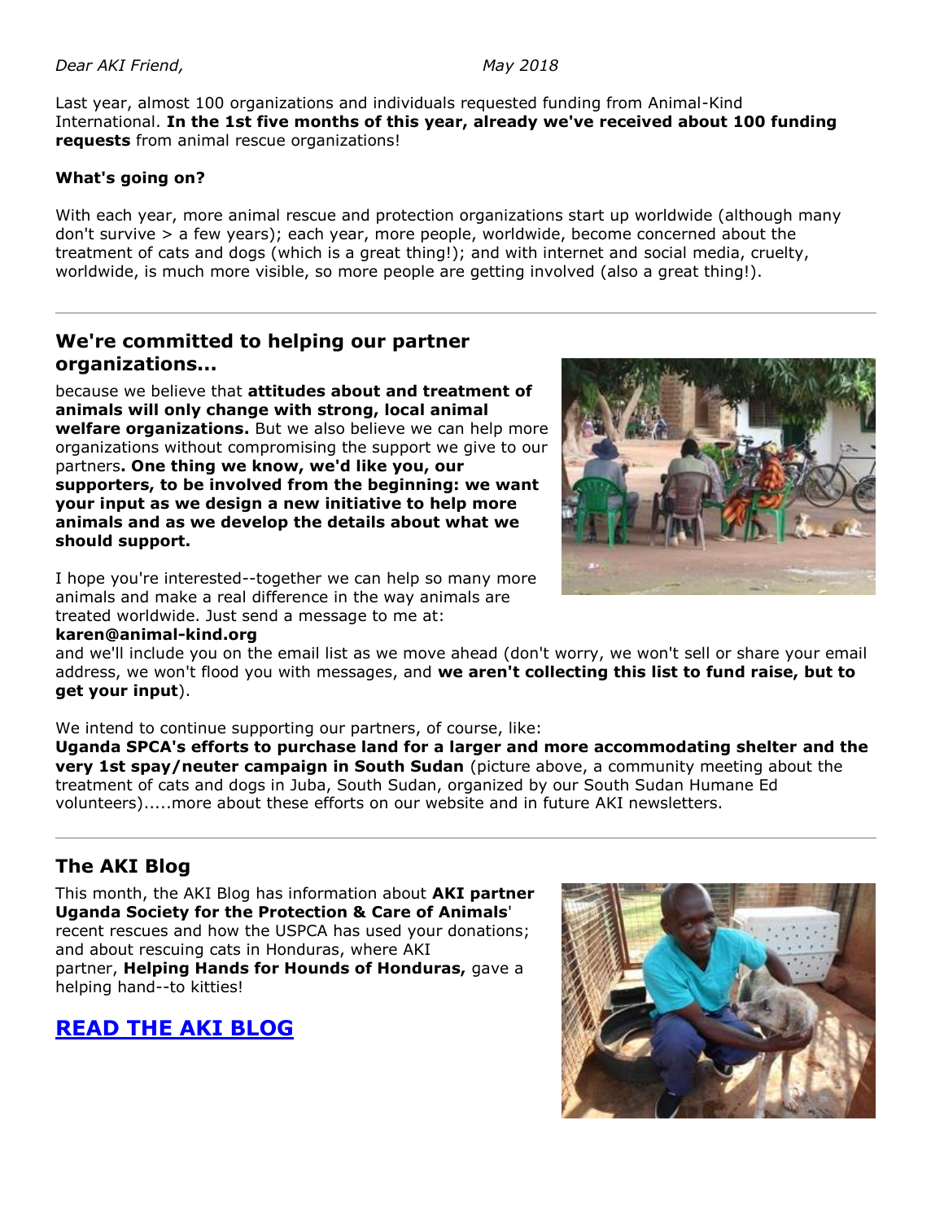*Dear AKI Friend,* *May 2018*

Last year, almost 100 organizations and individuals requested funding from Animal-Kind International. **In the 1st five months of this year, already we've received about 100 funding requests** from animal rescue organizations!

**What's going on?**

With each year, more animal rescue and protection organizations start up worldwide (although many don't survive > a few years); each year, more people, worldwide, become concerned about the treatment of cats and dogs (which is a great thing!); and with internet and social media, cruelty, worldwide, is much more visible, so more people are getting involved (also a great thing!).

---

## We're committed to helping our partner organizations...

because we believe that **attitudes about and treatment of animals will only change with strong, local animal welfare organizations.** But we also believe we can help more organizations without compromising the support we give to our partners**. One thing we know, we'd like you, our supporters, to be involved from the beginning: we want your input as we design a new initiative to help more animals and as we develop the details about what we should support.**

I hope you're interested--together we can help so many more animals and make a real difference in the way animals are treated worldwide. Just send a message to me at:
**karen@animal-kind.org**
and we'll include you on the email list as we move ahead (don't worry, we won't sell or share your email address, we won't flood you with messages, and **we aren't collecting this list to fund raise, but to get your input**).

We intend to continue supporting our partners, of course, like:
**Uganda SPCA's efforts to purchase land for a larger and more accommodating shelter and the very 1st spay/neuter campaign in South Sudan** (picture above, a community meeting about the treatment of cats and dogs in Juba, South Sudan, organized by our South Sudan Humane Ed volunteers).....more about these efforts on our website and in future AKI newsletters.

---

## The AKI Blog

This month, the AKI Blog has information about **AKI partner Uganda Society for the Protection & Care of Animals**' recent rescues and how the USPCA has used your donations; and about rescuing cats in Honduras, where AKI partner, **Helping Hands for Hounds of Honduras,** gave a helping hand--to kitties!

## READ THE AKI BLOG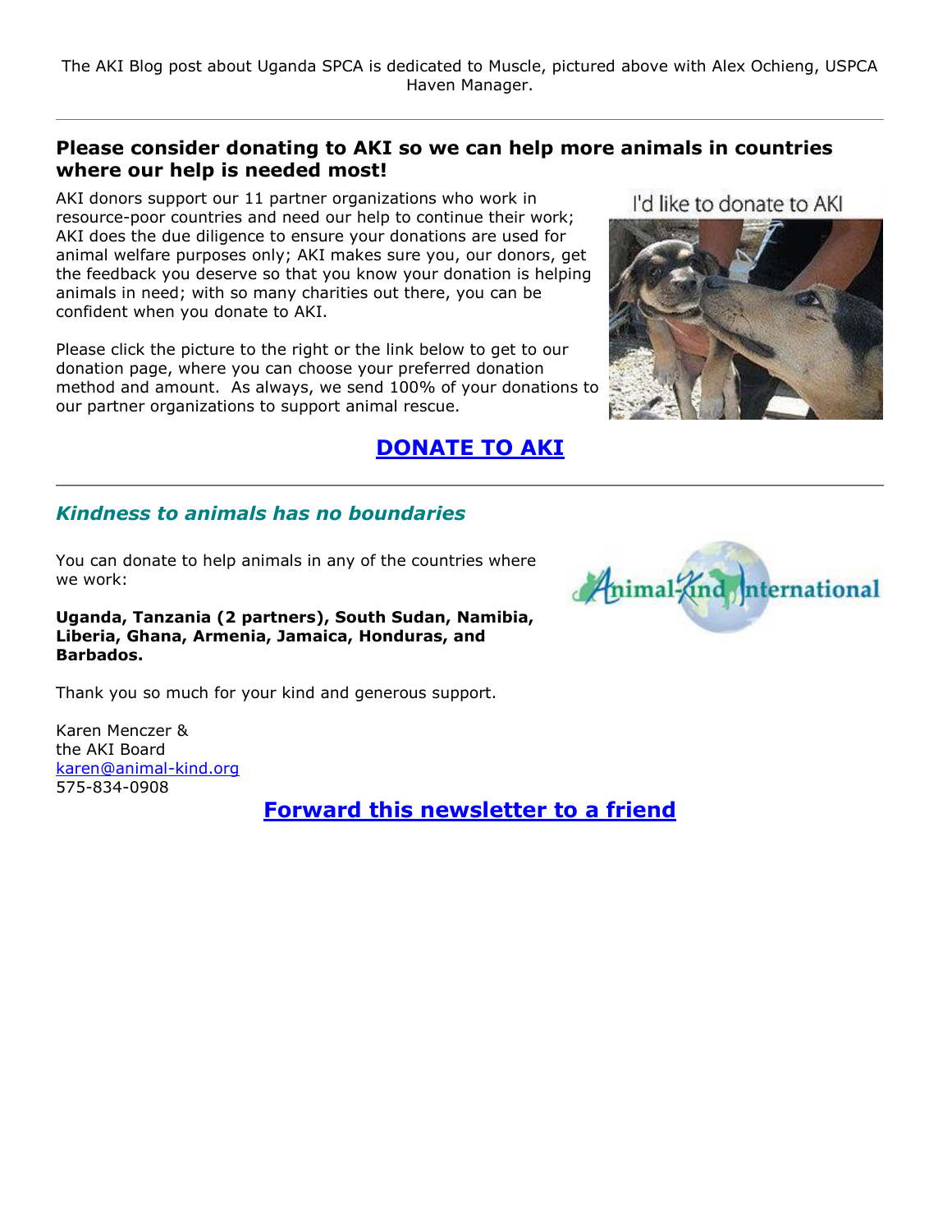The AKI Blog post about Uganda SPCA is dedicated to Muscle, pictured above with Alex Ochieng, USPCA Haven Manager.

---

### Please consider donating to AKI so we can help more animals in countries where our help is needed most!

AKI donors support our 11 partner organizations who work in resource-poor countries and need our help to continue their work; AKI does the due diligence to ensure your donations are used for animal welfare purposes only; AKI makes sure you, our donors, get the feedback you deserve so that you know your donation is helping animals in need; with so many charities out there, you can be confident when you donate to AKI.

Please click the picture to the right or the link below to get to our donation page, where you can choose your preferred donation method and amount. As always, we send 100% of your donations to our partner organizations to support animal rescue.

I'd like to donate to AKI

**DONATE TO AKI**

---

### *Kindness to animals has no boundaries*

You can donate to help animals in any of the countries where we work:

**Uganda, Tanzania (2 partners), South Sudan, Namibia, Liberia, Ghana, Armenia, Jamaica, Honduras, and Barbados.**

Thank you so much for your kind and generous support.

Karen Menczer &
the AKI Board
karen@animal-kind.org
575-834-0908

**Forward this newsletter to a friend**